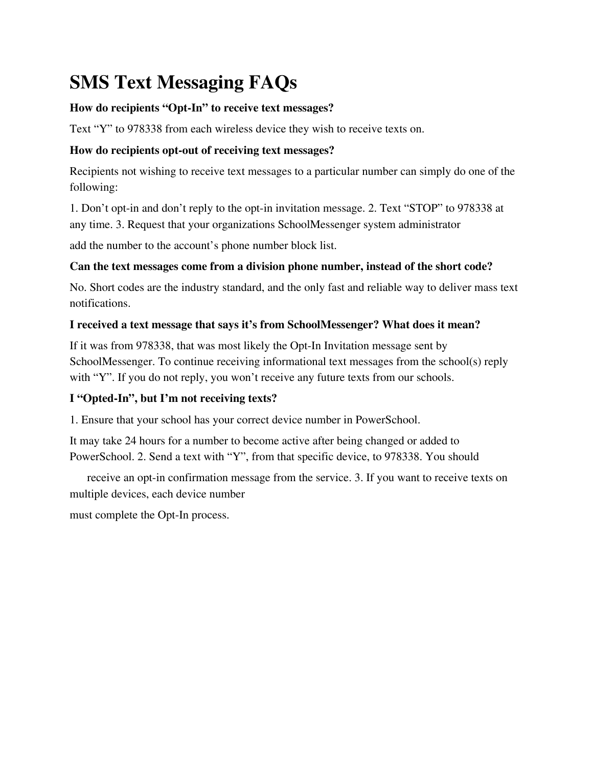# SMS Text Messaging FAQs

**How do recipients "Opt-In" to receive text messages?**

Text "Y" to 978338 from each wireless device they wish to receive texts on.

**How do recipients opt-out of receiving text messages?**

Recipients not wishing to receive text messages to a particular number can simply do one of the following:

1. Don't opt-in and don't reply to the opt-in invitation message.
2. Text "STOP" to 978338 at any time.
3. Request that your organizations SchoolMessenger system administrator add the number to the account's phone number block list.

**Can the text messages come from a division phone number, instead of the short code?**

No. Short codes are the industry standard, and the only fast and reliable way to deliver mass text notifications.

**I received a text message that says it's from SchoolMessenger? What does it mean?**

If it was from 978338, that was most likely the Opt-In Invitation message sent by SchoolMessenger. To continue receiving informational text messages from the school(s) reply with "Y". If you do not reply, you won't receive any future texts from our schools.

**I "Opted-In", but I'm not receiving texts?**

1. Ensure that your school has your correct device number in PowerSchool. It may take 24 hours for a number to become active after being changed or added to PowerSchool.
2. Send a text with "Y", from that specific device, to 978338. You should receive an opt-in confirmation message from the service.
3. If you want to receive texts on multiple devices, each device number must complete the Opt-In process.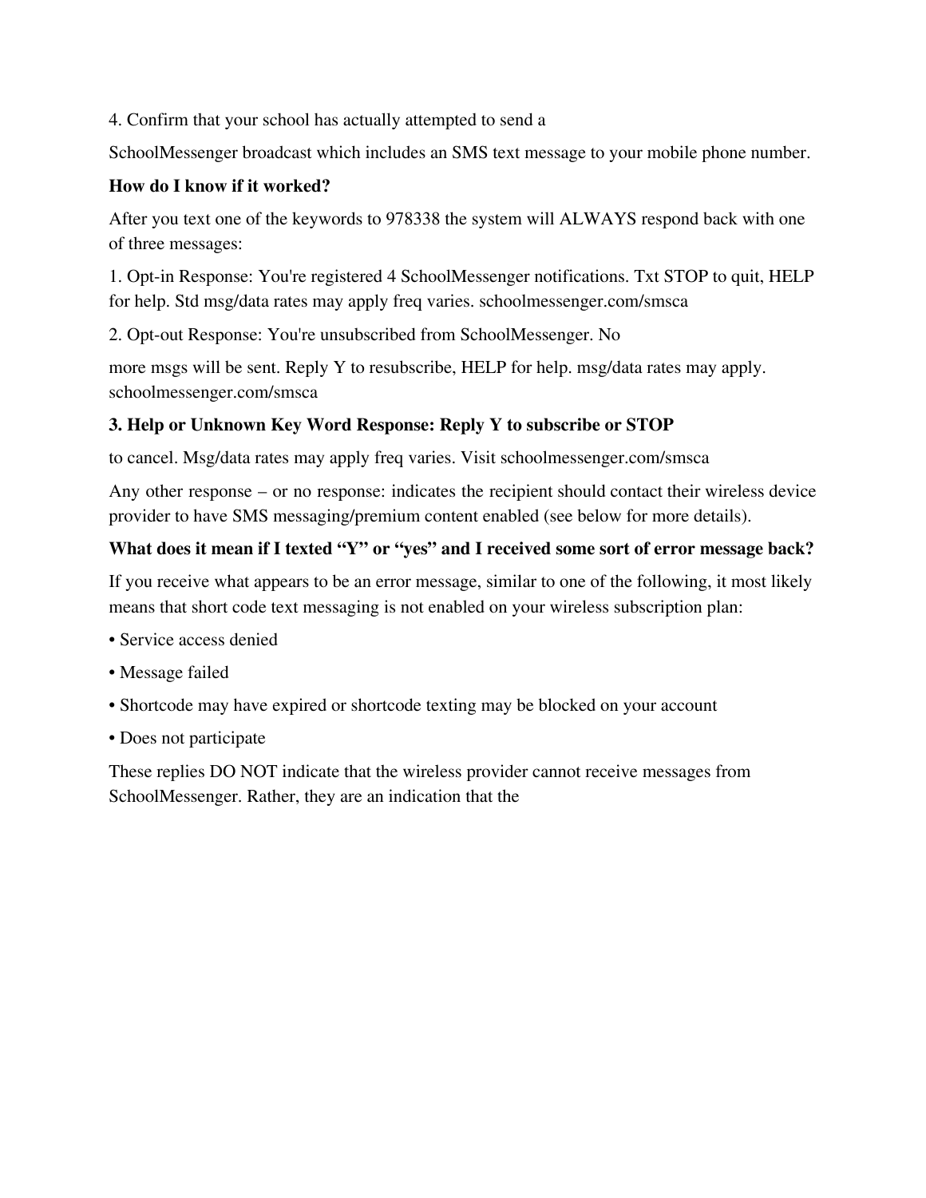4. Confirm that your school has actually attempted to send a

SchoolMessenger broadcast which includes an SMS text message to your mobile phone number.

**How do I know if it worked?**

After you text one of the keywords to 978338 the system will ALWAYS respond back with one of three messages:

1. Opt-in Response: You're registered 4 SchoolMessenger notifications. Txt STOP to quit, HELP for help. Std msg/data rates may apply freq varies. schoolmessenger.com/smsca

2. Opt-out Response: You're unsubscribed from SchoolMessenger. No

more msgs will be sent. Reply Y to resubscribe, HELP for help. msg/data rates may apply. schoolmessenger.com/smsca

**3. Help or Unknown Key Word Response: Reply Y to subscribe or STOP**

to cancel. Msg/data rates may apply freq varies. Visit schoolmessenger.com/smsca

Any other response – or no response: indicates the recipient should contact their wireless device provider to have SMS messaging/premium content enabled (see below for more details).

**What does it mean if I texted "Y" or "yes" and I received some sort of error message back?**

If you receive what appears to be an error message, similar to one of the following, it most likely means that short code text messaging is not enabled on your wireless subscription plan:

- Service access denied
- Message failed
- Shortcode may have expired or shortcode texting may be blocked on your account
- Does not participate

These replies DO NOT indicate that the wireless provider cannot receive messages from SchoolMessenger. Rather, they are an indication that the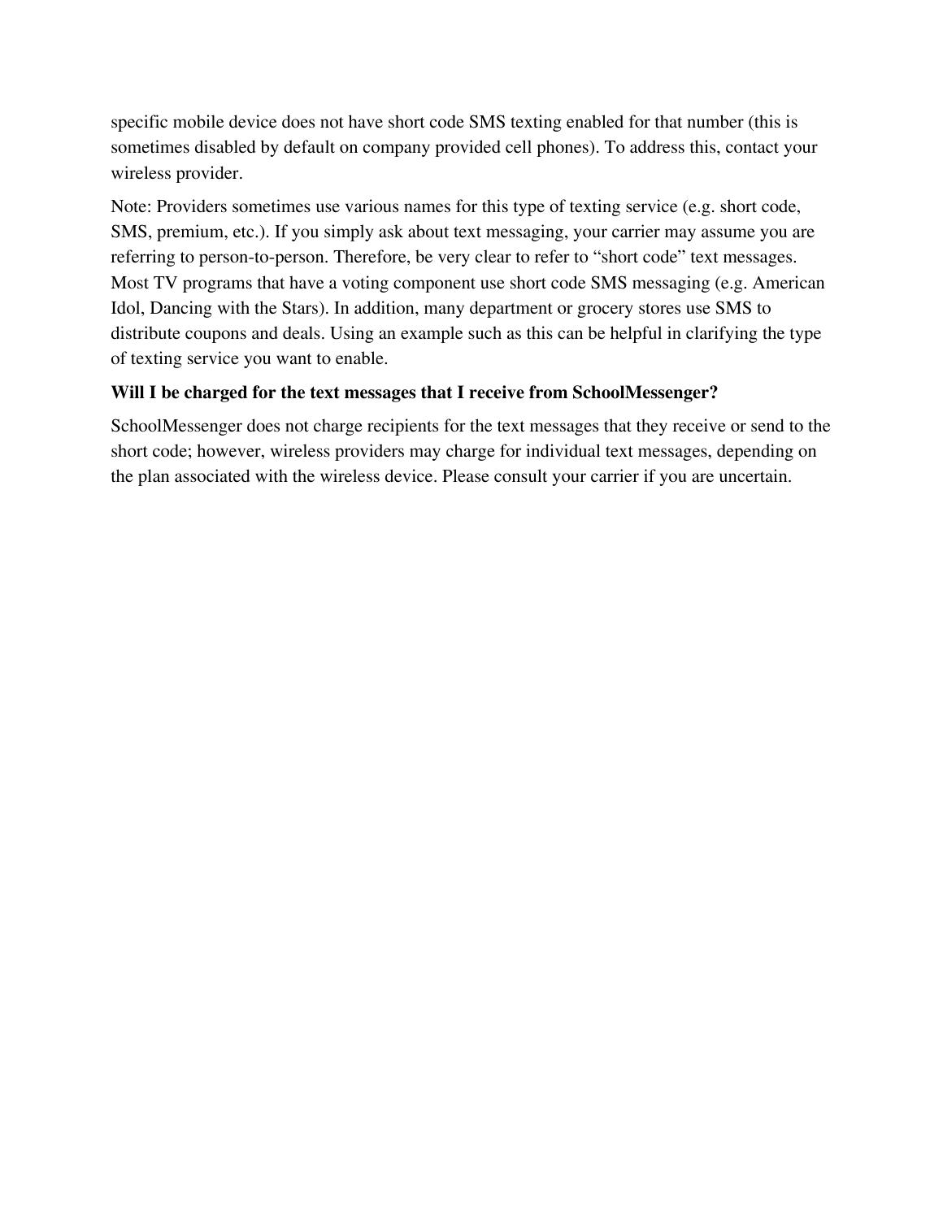specific mobile device does not have short code SMS texting enabled for that number (this is sometimes disabled by default on company provided cell phones). To address this, contact your wireless provider.

Note: Providers sometimes use various names for this type of texting service (e.g. short code, SMS, premium, etc.). If you simply ask about text messaging, your carrier may assume you are referring to person-to-person. Therefore, be very clear to refer to "short code" text messages. Most TV programs that have a voting component use short code SMS messaging (e.g. American Idol, Dancing with the Stars). In addition, many department or grocery stores use SMS to distribute coupons and deals. Using an example such as this can be helpful in clarifying the type of texting service you want to enable.

**Will I be charged for the text messages that I receive from SchoolMessenger?**

SchoolMessenger does not charge recipients for the text messages that they receive or send to the short code; however, wireless providers may charge for individual text messages, depending on the plan associated with the wireless device. Please consult your carrier if you are uncertain.